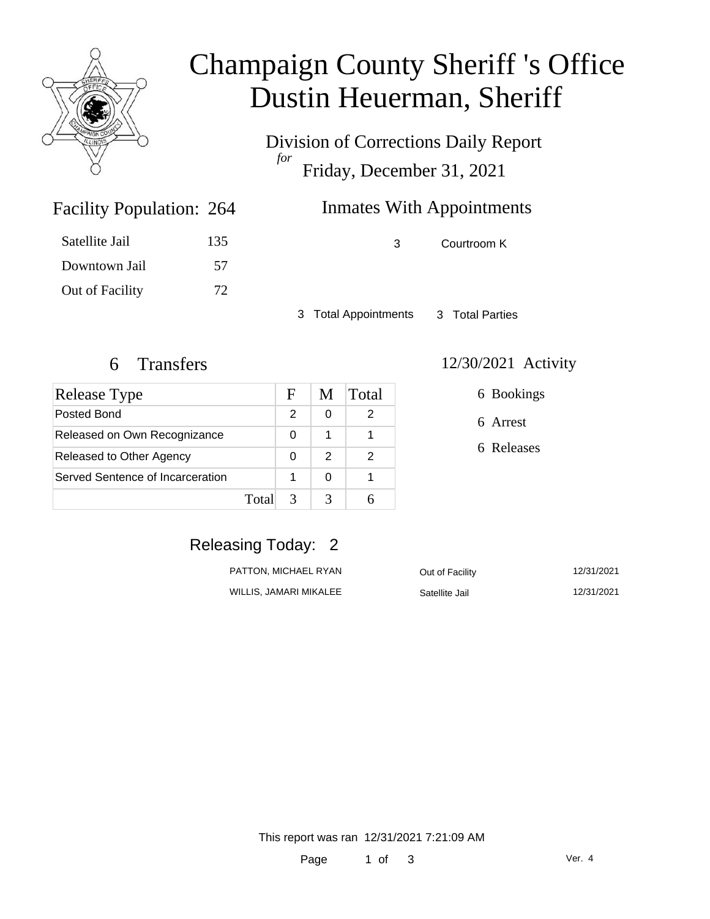# Champaign County Sheriff 's Office
# Dustin Heuerman, Sheriff

Division of Corrections Daily Report
*for*
Friday, December 31, 2021

## Facility Population: 264

| | |
|---|---|
| Satellite Jail | 135 |
| Downtown Jail | 57 |
| Out of Facility | 72 |

## Inmates With Appointments

| | |
|---|---|
| 3 | Courtroom K |

3 Total Appointments 3 Total Parties

## 6 Transfers

| Release Type | F | M | Total |
|---|---|---|---|
| Posted Bond | 2 | 0 | 2 |
| Released on Own Recognizance | 0 | 1 | 1 |
| Released to Other Agency | 0 | 2 | 2 |
| Served Sentence of Incarceration | 1 | 0 | 1 |
| Total | 3 | 3 | 6 |

## 12/30/2021 Activity

6 Bookings

6 Arrest

6 Releases

## Releasing Today: 2

| | | |
|---|---|---|
| PATTON, MICHAEL RYAN | Out of Facility | 12/31/2021 |
| WILLIS, JAMARI MIKALEE | Satellite Jail | 12/31/2021 |

This report was ran 12/31/2021 7:21:09 AM

Ver. 4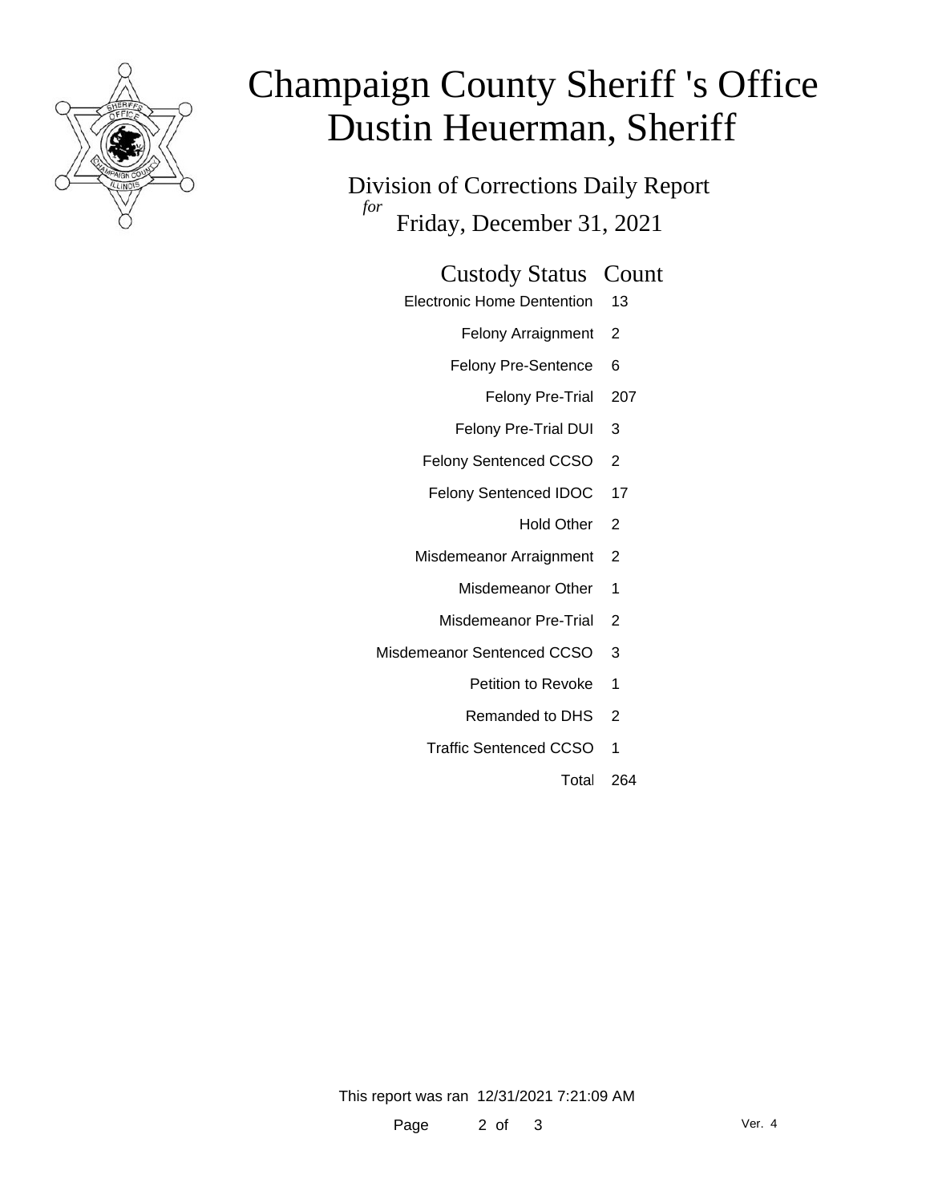# Champaign County Sheriff 's Office
# Dustin Heuerman, Sheriff

Division of Corrections Daily Report

*for*

Friday, December 31, 2021

| Custody Status | Count |
|---|---|
| Electronic Home Dentention | 13 |
| Felony Arraignment | 2 |
| Felony Pre-Sentence | 6 |
| Felony Pre-Trial | 207 |
| Felony Pre-Trial DUI | 3 |
| Felony Sentenced CCSO | 2 |
| Felony Sentenced IDOC | 17 |
| Hold Other | 2 |
| Misdemeanor Arraignment | 2 |
| Misdemeanor Other | 1 |
| Misdemeanor Pre-Trial | 2 |
| Misdemeanor Sentenced CCSO | 3 |
| Petition to Revoke | 1 |
| Remanded to DHS | 2 |
| Traffic Sentenced CCSO | 1 |
| Total | 264 |

This report was ran 12/31/2021 7:21:09 AM

Ver. 4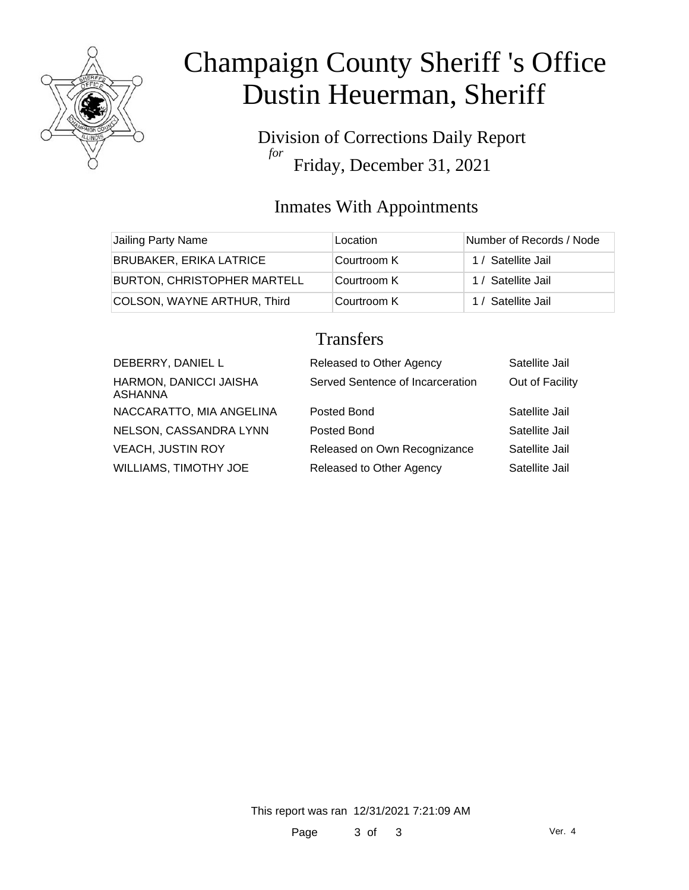# Champaign County Sheriff 's Office
# Dustin Heuerman, Sheriff

Division of Corrections Daily Report
*for*
Friday, December 31, 2021

## Inmates With Appointments

| Jailing Party Name | Location | Number of Records / Node |
|---|---|---|
| BRUBAKER, ERIKA LATRICE | Courtroom K | 1 / Satellite Jail |
| BURTON, CHRISTOPHER MARTELL | Courtroom K | 1 / Satellite Jail |
| COLSON, WAYNE ARTHUR, Third | Courtroom K | 1 / Satellite Jail |

## Transfers

| | | |
|---|---|---|
| DEBERRY, DANIEL L | Released to Other Agency | Satellite Jail |
| HARMON, DANICCI JAISHA ASHANNA | Served Sentence of Incarceration | Out of Facility |
| NACCARATTO, MIA ANGELINA | Posted Bond | Satellite Jail |
| NELSON, CASSANDRA LYNN | Posted Bond | Satellite Jail |
| VEACH, JUSTIN ROY | Released on Own Recognizance | Satellite Jail |
| WILLIAMS, TIMOTHY JOE | Released to Other Agency | Satellite Jail |

This report was ran 12/31/2021 7:21:09 AM

Ver. 4